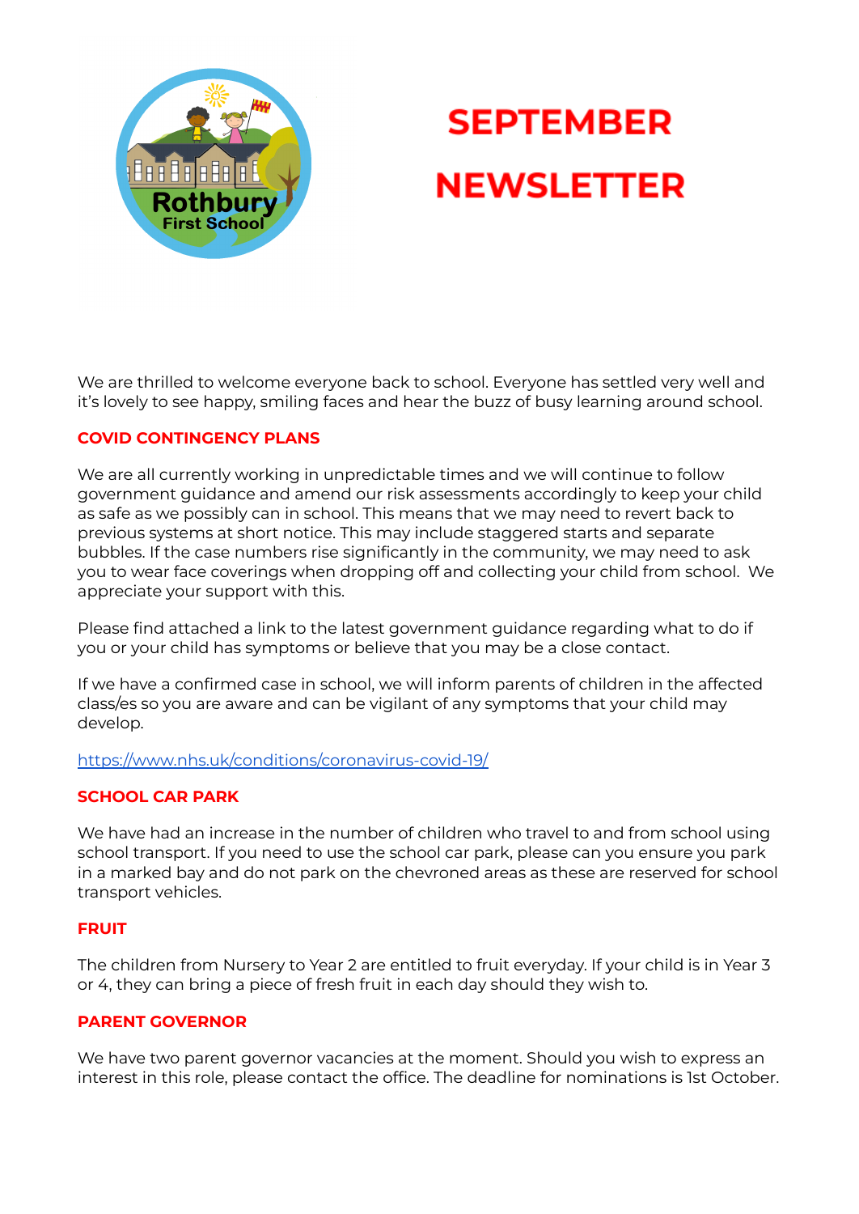# SEPTEMBER NEWSLETTER

We are thrilled to welcome everyone back to school. Everyone has settled very well and it's lovely to see happy, smiling faces and hear the buzz of busy learning around school.

## COVID CONTINGENCY PLANS

We are all currently working in unpredictable times and we will continue to follow government guidance and amend our risk assessments accordingly to keep your child as safe as we possibly can in school. This means that we may need to revert back to previous systems at short notice. This may include staggered starts and separate bubbles. If the case numbers rise significantly in the community, we may need to ask you to wear face coverings when dropping off and collecting your child from school. We appreciate your support with this.

Please find attached a link to the latest government guidance regarding what to do if you or your child has symptoms or believe that you may be a close contact.

If we have a confirmed case in school, we will inform parents of children in the affected class/es so you are aware and can be vigilant of any symptoms that your child may develop.

[https://www.nhs.uk/conditions/coronavirus-covid-19/](https://www.nhs.uk/conditions/coronavirus-covid-19/)

## SCHOOL CAR PARK

We have had an increase in the number of children who travel to and from school using school transport. If you need to use the school car park, please can you ensure you park in a marked bay and do not park on the chevroned areas as these are reserved for school transport vehicles.

## FRUIT

The children from Nursery to Year 2 are entitled to fruit everyday. If your child is in Year 3 or 4, they can bring a piece of fresh fruit in each day should they wish to.

## PARENT GOVERNOR

We have two parent governor vacancies at the moment. Should you wish to express an interest in this role, please contact the office. The deadline for nominations is 1st October.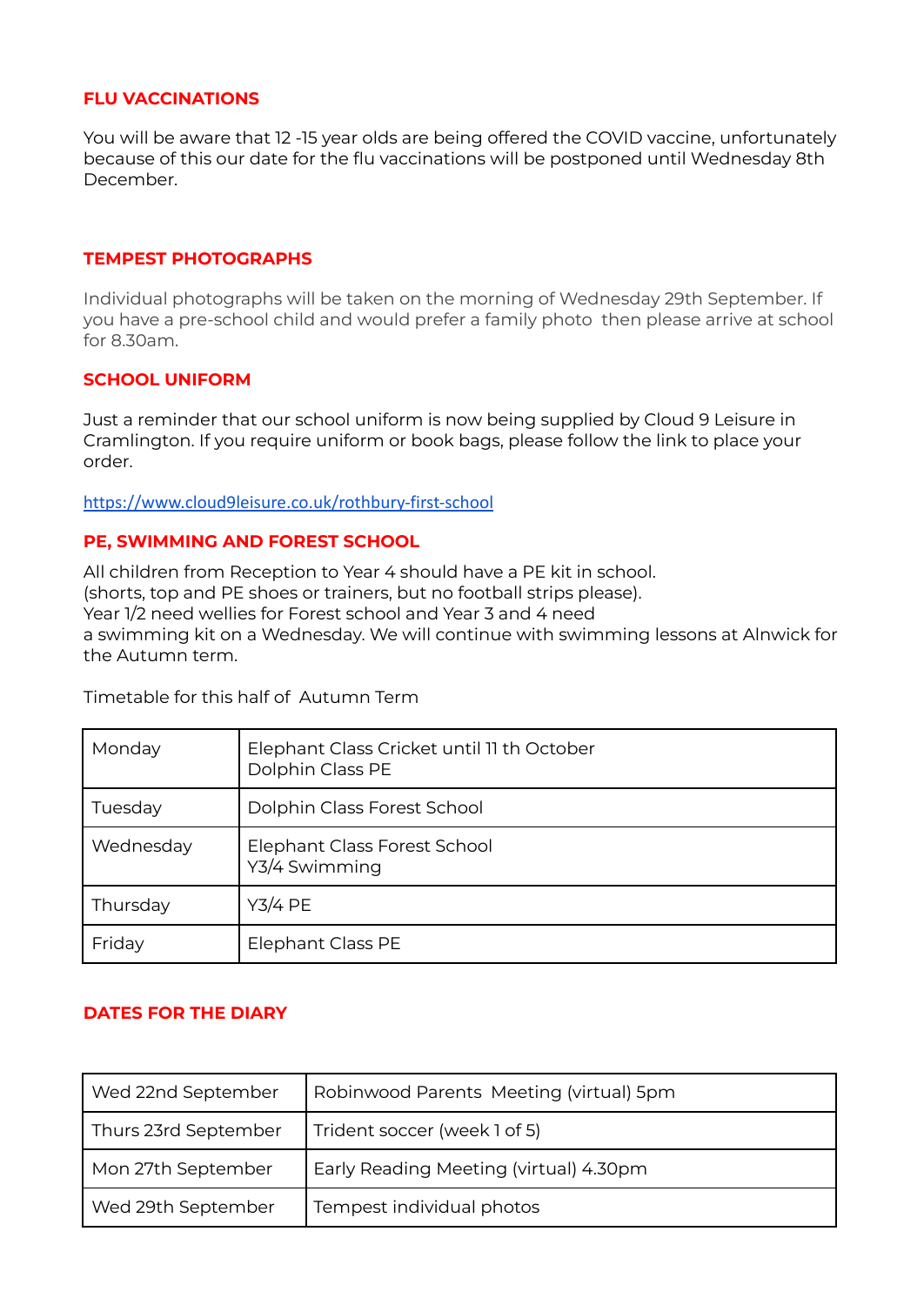## FLU VACCINATIONS

You will be aware that 12 -15 year olds are being offered the COVID vaccine, unfortunately because of this our date for the flu vaccinations will be postponed until Wednesday 8th December.

## TEMPEST PHOTOGRAPHS

Individual photographs will be taken on the morning of Wednesday 29th September. If you have a pre-school child and would prefer a family photo then please arrive at school for 8.30am.

## SCHOOL UNIFORM

Just a reminder that our school uniform is now being supplied by Cloud 9 Leisure in Cramlington. If you require uniform or book bags, please follow the link to place your order.

https://www.cloud9leisure.co.uk/rothbury-first-school

## PE, SWIMMING AND FOREST SCHOOL

All children from Reception to Year 4 should have a PE kit in school.
(shorts, top and PE shoes or trainers, but no football strips please).
Year 1/2 need wellies for Forest school and Year 3 and 4 need
a swimming kit on a Wednesday. We will continue with swimming lessons at Alnwick for the Autumn term.

Timetable for this half of Autumn Term

| Day | Activity |
|---|---|
| Monday | Elephant Class Cricket until 11 th October<br>Dolphin Class PE |
| Tuesday | Dolphin Class Forest School |
| Wednesday | Elephant Class Forest School<br>Y3/4 Swimming |
| Thursday | Y3/4 PE |
| Friday | Elephant Class PE |

## DATES FOR THE DIARY

| Date | Event |
|---|---|
| Wed 22nd September | Robinwood Parents Meeting (virtual) 5pm |
| Thurs 23rd September | Trident soccer (week 1 of 5) |
| Mon 27th September | Early Reading Meeting (virtual) 4.30pm |
| Wed 29th September | Tempest individual photos |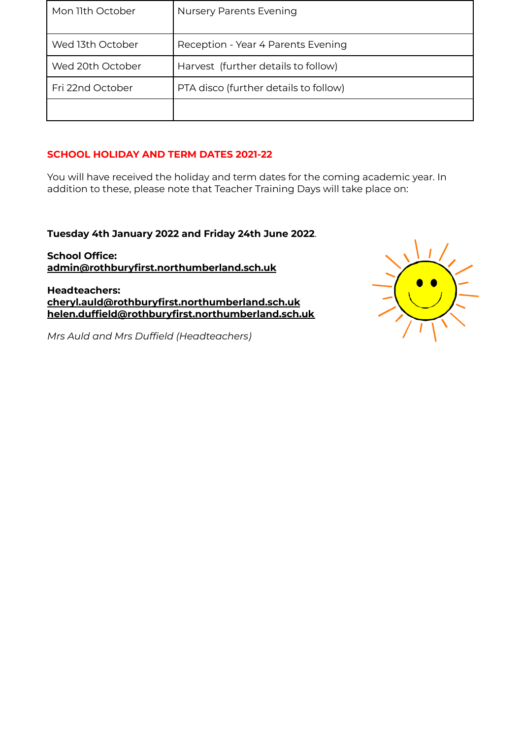| | |
|---|---|
| Mon 11th October | Nursery Parents Evening |
| Wed 13th October | Reception - Year 4 Parents Evening |
| Wed 20th October | Harvest (further details to follow) |
| Fri 22nd October | PTA disco (further details to follow) |
| | |

## SCHOOL HOLIDAY AND TERM DATES 2021-22

You will have received the holiday and term dates for the coming academic year. In addition to these, please note that Teacher Training Days will take place on:

**Tuesday 4th January 2022 and Friday 24th June 2022**.

**School Office:**
**admin@rothburyfirst.northumberland.sch.uk**

**Headteachers:**
**cheryl.auld@rothburyfirst.northumberland.sch.uk**
**helen.duffield@rothburyfirst.northumberland.sch.uk**

*Mrs Auld and Mrs Duffield (Headteachers)*